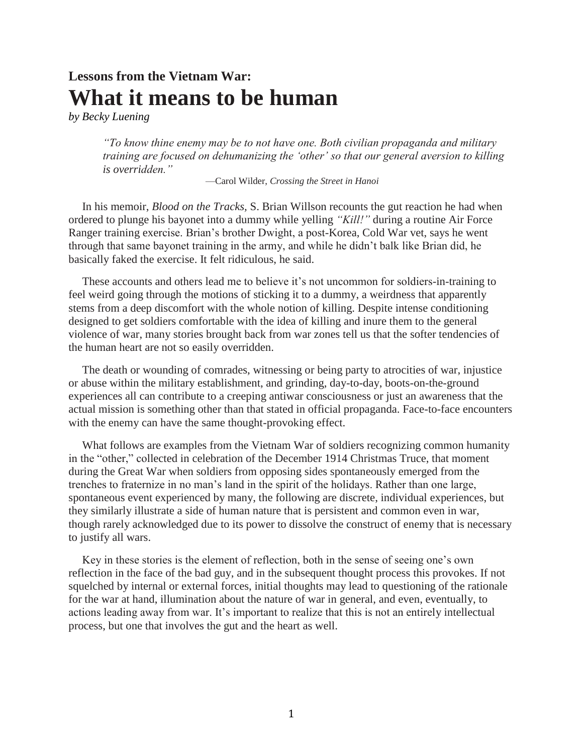## Lessons from the Vietnam War:

# What it means to be human

*by Becky Luening*

> *"To know thine enemy may be to not have one. Both civilian propaganda and military training are focused on dehumanizing the 'other' so that our general aversion to killing is overridden."*
>
> —Carol Wilder, *Crossing the Street in Hanoi*

In his memoir, *Blood on the Tracks,* S. Brian Willson recounts the gut reaction he had when ordered to plunge his bayonet into a dummy while yelling *"Kill!"* during a routine Air Force Ranger training exercise. Brian's brother Dwight, a post-Korea, Cold War vet, says he went through that same bayonet training in the army, and while he didn't balk like Brian did, he basically faked the exercise. It felt ridiculous, he said.

These accounts and others lead me to believe it's not uncommon for soldiers-in-training to feel weird going through the motions of sticking it to a dummy, a weirdness that apparently stems from a deep discomfort with the whole notion of killing. Despite intense conditioning designed to get soldiers comfortable with the idea of killing and inure them to the general violence of war, many stories brought back from war zones tell us that the softer tendencies of the human heart are not so easily overridden.

The death or wounding of comrades, witnessing or being party to atrocities of war, injustice or abuse within the military establishment, and grinding, day-to-day, boots-on-the-ground experiences all can contribute to a creeping antiwar consciousness or just an awareness that the actual mission is something other than that stated in official propaganda. Face-to-face encounters with the enemy can have the same thought-provoking effect.

What follows are examples from the Vietnam War of soldiers recognizing common humanity in the "other," collected in celebration of the December 1914 Christmas Truce, that moment during the Great War when soldiers from opposing sides spontaneously emerged from the trenches to fraternize in no man's land in the spirit of the holidays. Rather than one large, spontaneous event experienced by many, the following are discrete, individual experiences, but they similarly illustrate a side of human nature that is persistent and common even in war, though rarely acknowledged due to its power to dissolve the construct of enemy that is necessary to justify all wars.

Key in these stories is the element of reflection, both in the sense of seeing one's own reflection in the face of the bad guy, and in the subsequent thought process this provokes. If not squelched by internal or external forces, initial thoughts may lead to questioning of the rationale for the war at hand, illumination about the nature of war in general, and even, eventually, to actions leading away from war. It's important to realize that this is not an entirely intellectual process, but one that involves the gut and the heart as well.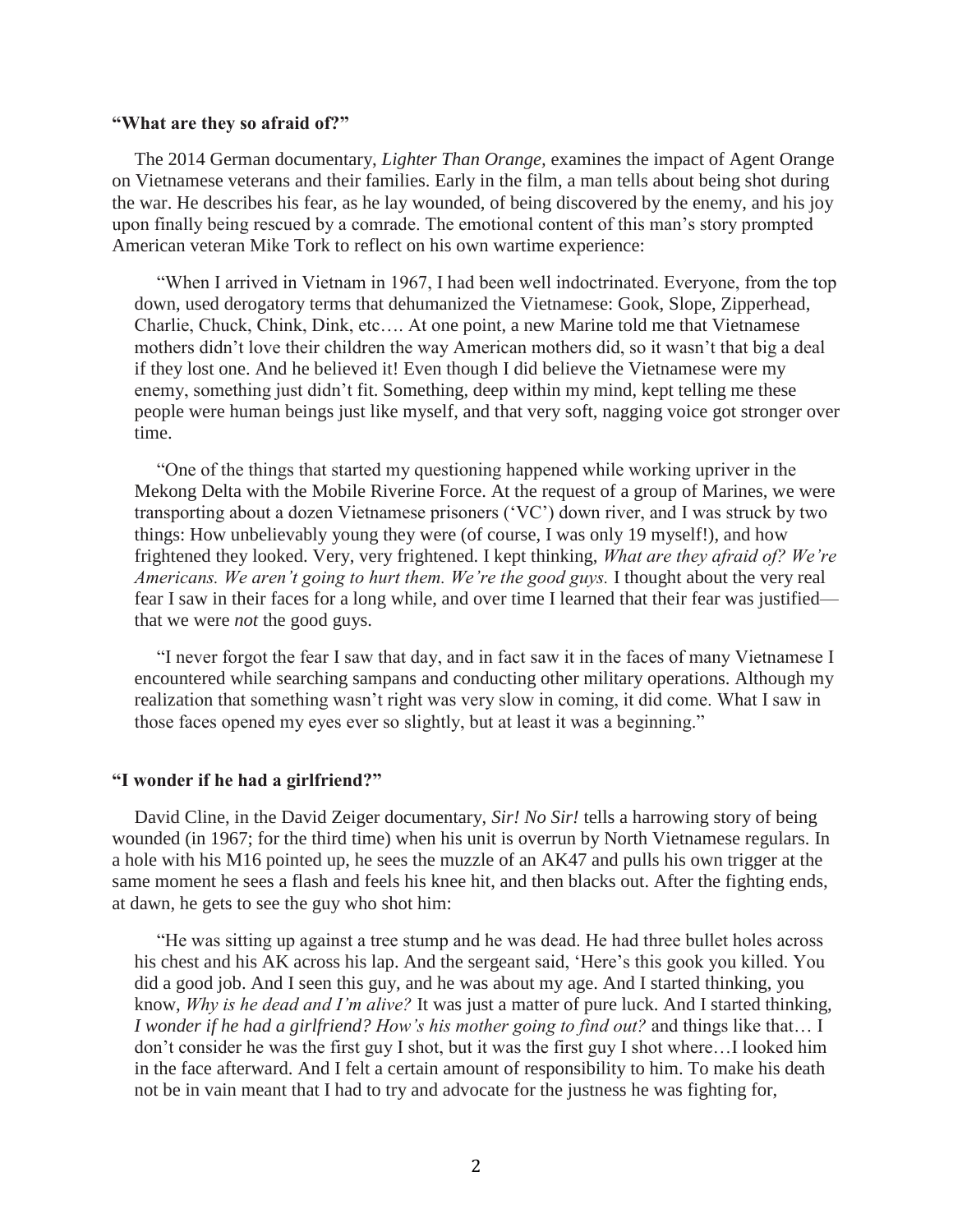**“What are they so afraid of?”**

The 2014 German documentary, *Lighter Than Orange,* examines the impact of Agent Orange on Vietnamese veterans and their families. Early in the film, a man tells about being shot during the war. He describes his fear, as he lay wounded, of being discovered by the enemy, and his joy upon finally being rescued by a comrade. The emotional content of this man’s story prompted American veteran Mike Tork to reflect on his own wartime experience:

> “When I arrived in Vietnam in 1967, I had been well indoctrinated. Everyone, from the top down, used derogatory terms that dehumanized the Vietnamese: Gook, Slope, Zipperhead, Charlie, Chuck, Chink, Dink, etc…. At one point, a new Marine told me that Vietnamese mothers didn’t love their children the way American mothers did, so it wasn’t that big a deal if they lost one. And he believed it! Even though I did believe the Vietnamese were my enemy, something just didn’t fit. Something, deep within my mind, kept telling me these people were human beings just like myself, and that very soft, nagging voice got stronger over time.
>
> “One of the things that started my questioning happened while working upriver in the Mekong Delta with the Mobile Riverine Force. At the request of a group of Marines, we were transporting about a dozen Vietnamese prisoners (‘VC’) down river, and I was struck by two things: How unbelievably young they were (of course, I was only 19 myself!), and how frightened they looked. Very, very frightened. I kept thinking, *What are they afraid of? We’re Americans. We aren’t going to hurt them. We’re the good guys.* I thought about the very real fear I saw in their faces for a long while, and over time I learned that their fear was justified—that we were *not* the good guys.
>
> “I never forgot the fear I saw that day, and in fact saw it in the faces of many Vietnamese I encountered while searching sampans and conducting other military operations. Although my realization that something wasn’t right was very slow in coming, it did come. What I saw in those faces opened my eyes ever so slightly, but at least it was a beginning.”

**“I wonder if he had a girlfriend?”**

David Cline, in the David Zeiger documentary, *Sir! No Sir!* tells a harrowing story of being wounded (in 1967; for the third time) when his unit is overrun by North Vietnamese regulars. In a hole with his M16 pointed up, he sees the muzzle of an AK47 and pulls his own trigger at the same moment he sees a flash and feels his knee hit, and then blacks out. After the fighting ends, at dawn, he gets to see the guy who shot him:

> “He was sitting up against a tree stump and he was dead. He had three bullet holes across his chest and his AK across his lap. And the sergeant said, ‘Here’s this gook you killed. You did a good job. And I seen this guy, and he was about my age. And I started thinking, you know, *Why is he dead and I’m alive?* It was just a matter of pure luck. And I started thinking, *I wonder if he had a girlfriend? How’s his mother going to find out?* and things like that… I don’t consider he was the first guy I shot, but it was the first guy I shot where…I looked him in the face afterward. And I felt a certain amount of responsibility to him. To make his death not be in vain meant that I had to try and advocate for the justness he was fighting for,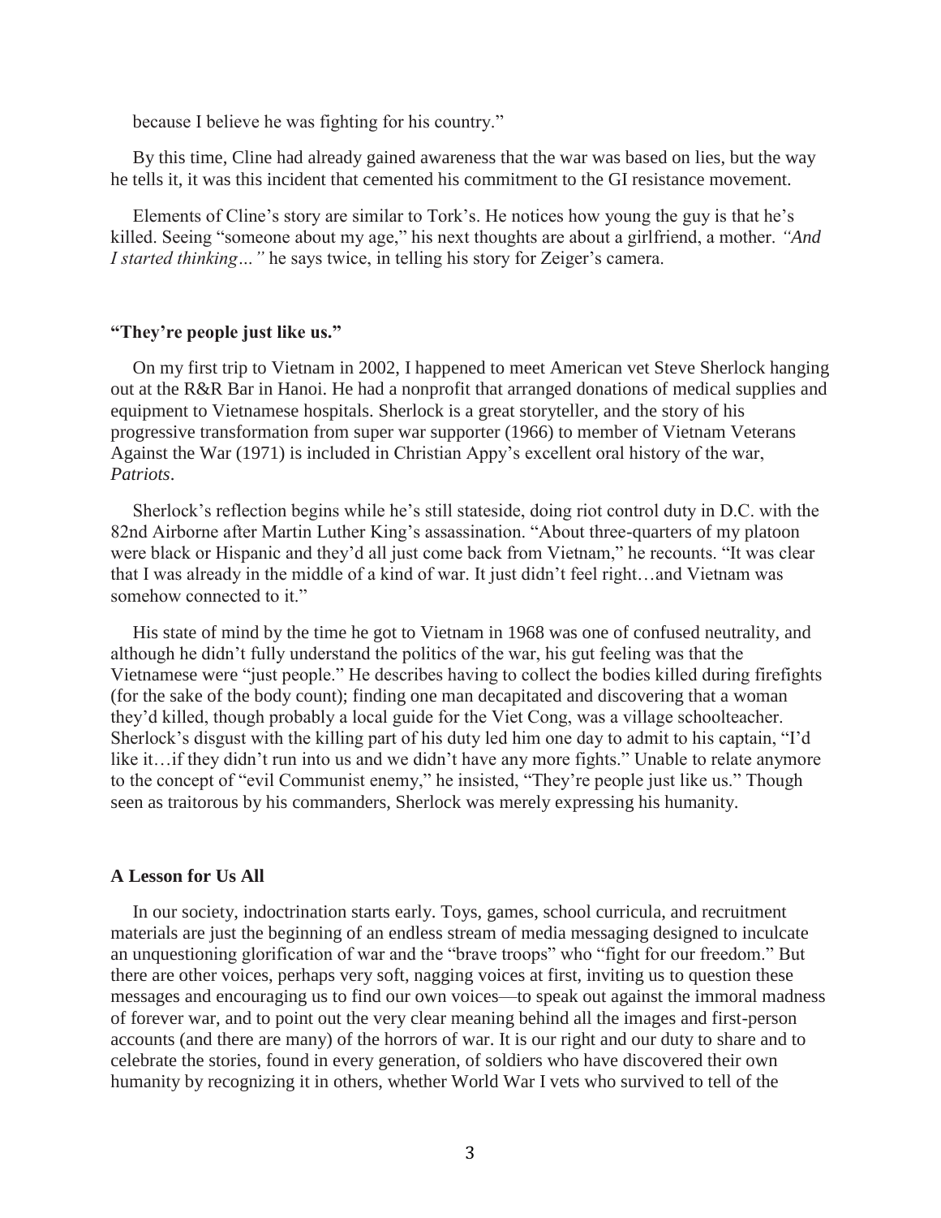because I believe he was fighting for his country."

By this time, Cline had already gained awareness that the war was based on lies, but the way he tells it, it was this incident that cemented his commitment to the GI resistance movement.

Elements of Cline's story are similar to Tork's. He notices how young the guy is that he's killed. Seeing "someone about my age," his next thoughts are about a girlfriend, a mother. *"And I started thinking…"* he says twice, in telling his story for Zeiger's camera.

### "They're people just like us."

On my first trip to Vietnam in 2002, I happened to meet American vet Steve Sherlock hanging out at the R&R Bar in Hanoi. He had a nonprofit that arranged donations of medical supplies and equipment to Vietnamese hospitals. Sherlock is a great storyteller, and the story of his progressive transformation from super war supporter (1966) to member of Vietnam Veterans Against the War (1971) is included in Christian Appy's excellent oral history of the war, *Patriots*.

Sherlock's reflection begins while he's still stateside, doing riot control duty in D.C. with the 82nd Airborne after Martin Luther King's assassination. "About three-quarters of my platoon were black or Hispanic and they'd all just come back from Vietnam," he recounts. "It was clear that I was already in the middle of a kind of war. It just didn't feel right…and Vietnam was somehow connected to it."

His state of mind by the time he got to Vietnam in 1968 was one of confused neutrality, and although he didn't fully understand the politics of the war, his gut feeling was that the Vietnamese were "just people." He describes having to collect the bodies killed during firefights (for the sake of the body count); finding one man decapitated and discovering that a woman they'd killed, though probably a local guide for the Viet Cong, was a village schoolteacher. Sherlock's disgust with the killing part of his duty led him one day to admit to his captain, "I'd like it…if they didn't run into us and we didn't have any more fights." Unable to relate anymore to the concept of "evil Communist enemy," he insisted, "They're people just like us." Though seen as traitorous by his commanders, Sherlock was merely expressing his humanity.

### A Lesson for Us All

In our society, indoctrination starts early. Toys, games, school curricula, and recruitment materials are just the beginning of an endless stream of media messaging designed to inculcate an unquestioning glorification of war and the "brave troops" who "fight for our freedom." But there are other voices, perhaps very soft, nagging voices at first, inviting us to question these messages and encouraging us to find our own voices—to speak out against the immoral madness of forever war, and to point out the very clear meaning behind all the images and first-person accounts (and there are many) of the horrors of war. It is our right and our duty to share and to celebrate the stories, found in every generation, of soldiers who have discovered their own humanity by recognizing it in others, whether World War I vets who survived to tell of the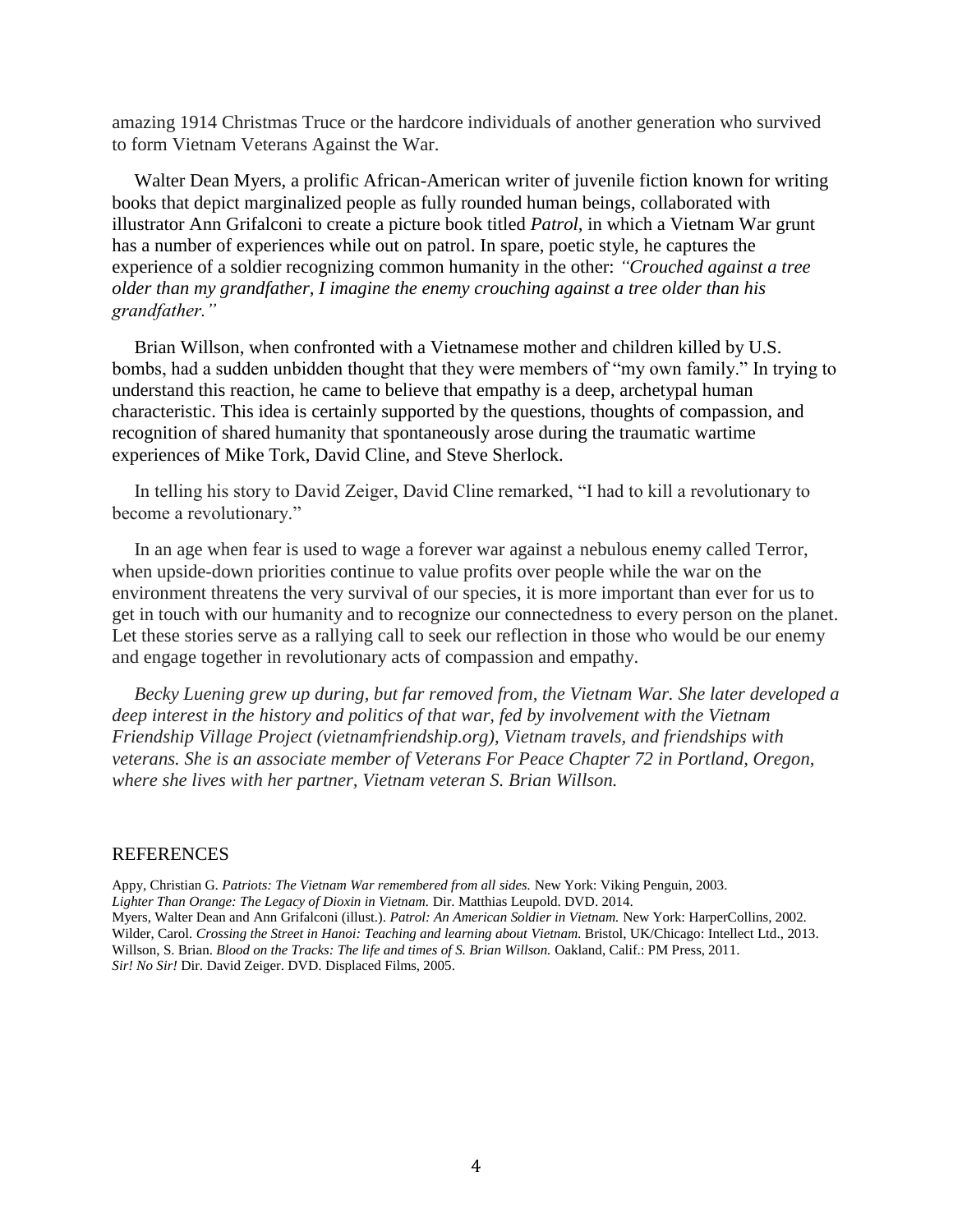amazing 1914 Christmas Truce or the hardcore individuals of another generation who survived to form Vietnam Veterans Against the War.

Walter Dean Myers, a prolific African-American writer of juvenile fiction known for writing books that depict marginalized people as fully rounded human beings, collaborated with illustrator Ann Grifalconi to create a picture book titled *Patrol*, in which a Vietnam War grunt has a number of experiences while out on patrol. In spare, poetic style, he captures the experience of a soldier recognizing common humanity in the other: *"Crouched against a tree older than my grandfather, I imagine the enemy crouching against a tree older than his grandfather."*

Brian Willson, when confronted with a Vietnamese mother and children killed by U.S. bombs, had a sudden unbidden thought that they were members of "my own family." In trying to understand this reaction, he came to believe that empathy is a deep, archetypal human characteristic. This idea is certainly supported by the questions, thoughts of compassion, and recognition of shared humanity that spontaneously arose during the traumatic wartime experiences of Mike Tork, David Cline, and Steve Sherlock.

In telling his story to David Zeiger, David Cline remarked, "I had to kill a revolutionary to become a revolutionary."

In an age when fear is used to wage a forever war against a nebulous enemy called Terror, when upside-down priorities continue to value profits over people while the war on the environment threatens the very survival of our species, it is more important than ever for us to get in touch with our humanity and to recognize our connectedness to every person on the planet. Let these stories serve as a rallying call to seek our reflection in those who would be our enemy and engage together in revolutionary acts of compassion and empathy.

*Becky Luening grew up during, but far removed from, the Vietnam War. She later developed a deep interest in the history and politics of that war, fed by involvement with the Vietnam Friendship Village Project (vietnamfriendship.org), Vietnam travels, and friendships with veterans. She is an associate member of Veterans For Peace Chapter 72 in Portland, Oregon, where she lives with her partner, Vietnam veteran S. Brian Willson.*

## REFERENCES

Appy, Christian G. *Patriots: The Vietnam War remembered from all sides.* New York: Viking Penguin, 2003.
*Lighter Than Orange: The Legacy of Dioxin in Vietnam.* Dir. Matthias Leupold. DVD. 2014.
Myers, Walter Dean and Ann Grifalconi (illust.). *Patrol: An American Soldier in Vietnam.* New York: HarperCollins, 2002.
Wilder, Carol. *Crossing the Street in Hanoi: Teaching and learning about Vietnam.* Bristol, UK/Chicago: Intellect Ltd., 2013.
Willson, S. Brian. *Blood on the Tracks: The life and times of S. Brian Willson.* Oakland, Calif.: PM Press, 2011.
*Sir! No Sir!* Dir. David Zeiger. DVD. Displaced Films, 2005.